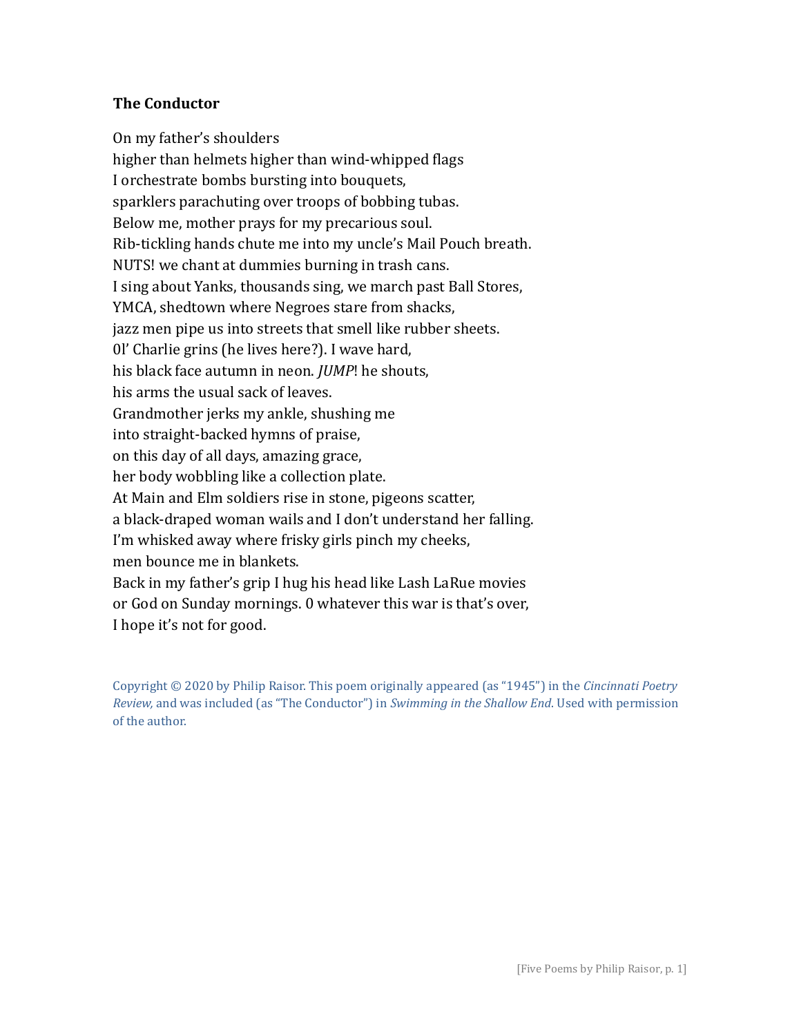**The Conductor**

On my father's shoulders  
higher than helmets higher than wind-whipped flags  
I orchestrate bombs bursting into bouquets,  
sparklers parachuting over troops of bobbing tubas.  
Below me, mother prays for my precarious soul.  
Rib-tickling hands chute me into my uncle's Mail Pouch breath.  
NUTS! we chant at dummies burning in trash cans.  
I sing about Yanks, thousands sing, we march past Ball Stores,  
YMCA, shedtown where Negroes stare from shacks,  
jazz men pipe us into streets that smell like rubber sheets.  
0l' Charlie grins (he lives here?). I wave hard,  
his black face autumn in neon. *JUMP*! he shouts,  
his arms the usual sack of leaves.  
Grandmother jerks my ankle, shushing me  
into straight-backed hymns of praise,  
on this day of all days, amazing grace,  
her body wobbling like a collection plate.  
At Main and Elm soldiers rise in stone, pigeons scatter,  
a black-draped woman wails and I don't understand her falling.  
I'm whisked away where frisky girls pinch my cheeks,  
men bounce me in blankets.  
Back in my father's grip I hug his head like Lash LaRue movies  
or God on Sunday mornings. 0 whatever this war is that's over,  
I hope it's not for good.

Copyright © 2020 by Philip Raisor. This poem originally appeared (as "1945") in the *Cincinnati Poetry Review,* and was included (as "The Conductor") in *Swimming in the Shallow End*. Used with permission of the author.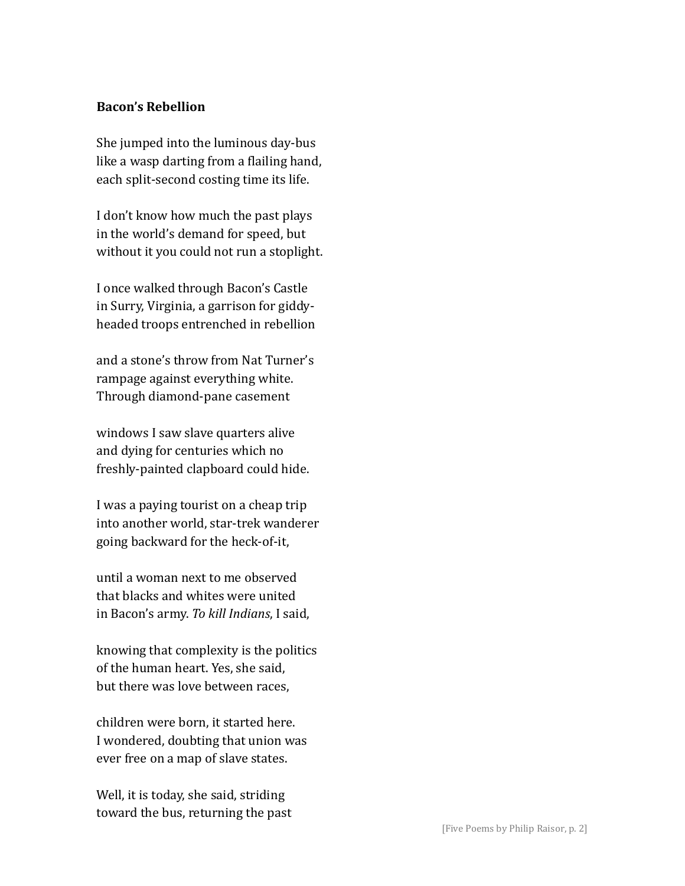**Bacon's Rebellion**

She jumped into the luminous day-bus  
like a wasp darting from a flailing hand,  
each split-second costing time its life.

I don't know how much the past plays  
in the world's demand for speed, but  
without it you could not run a stoplight.

I once walked through Bacon's Castle  
in Surry, Virginia, a garrison for giddy-  
headed troops entrenched in rebellion

and a stone's throw from Nat Turner's  
rampage against everything white.  
Through diamond-pane casement

windows I saw slave quarters alive  
and dying for centuries which no  
freshly-painted clapboard could hide.

I was a paying tourist on a cheap trip  
into another world, star-trek wanderer  
going backward for the heck-of-it,

until a woman next to me observed  
that blacks and whites were united  
in Bacon's army. *To kill Indians*, I said,

knowing that complexity is the politics  
of the human heart. Yes, she said,  
but there was love between races,

children were born, it started here.  
I wondered, doubting that union was  
ever free on a map of slave states.

Well, it is today, she said, striding  
toward the bus, returning the past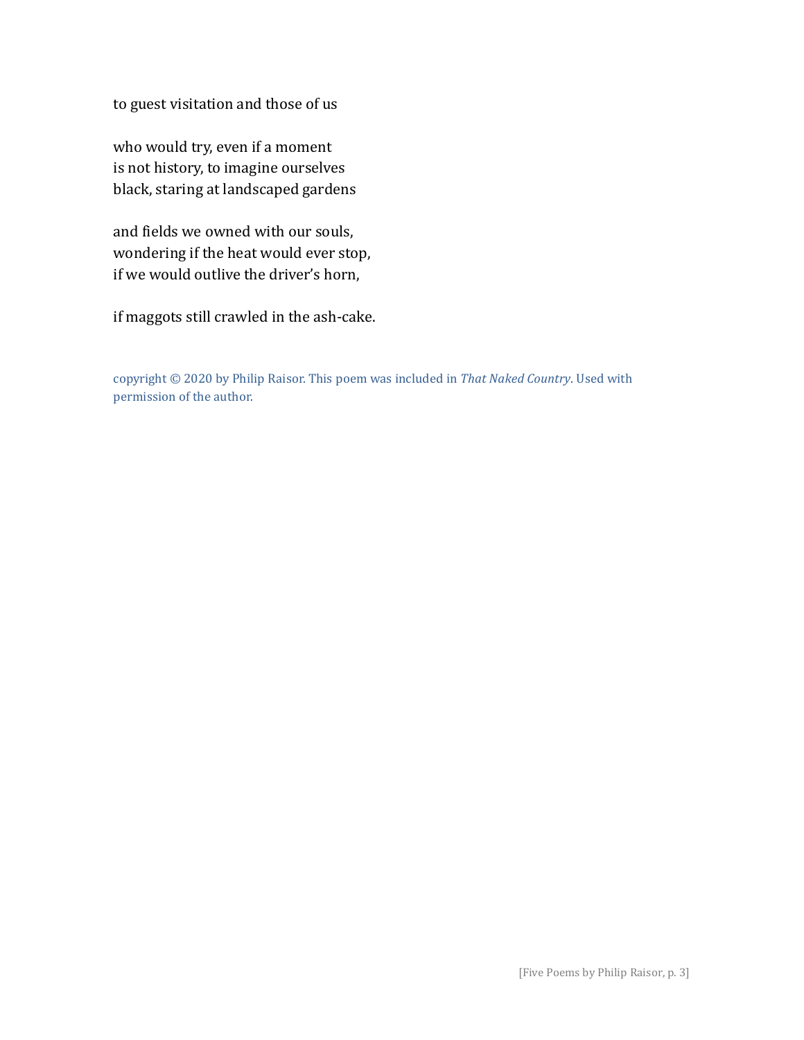to guest visitation and those of us

who would try, even if a moment  
is not history, to imagine ourselves  
black, staring at landscaped gardens

and fields we owned with our souls,  
wondering if the heat would ever stop,  
if we would outlive the driver's horn,

if maggots still crawled in the ash-cake.

copyright © 2020 by Philip Raisor. This poem was included in *That Naked Country*. Used with permission of the author.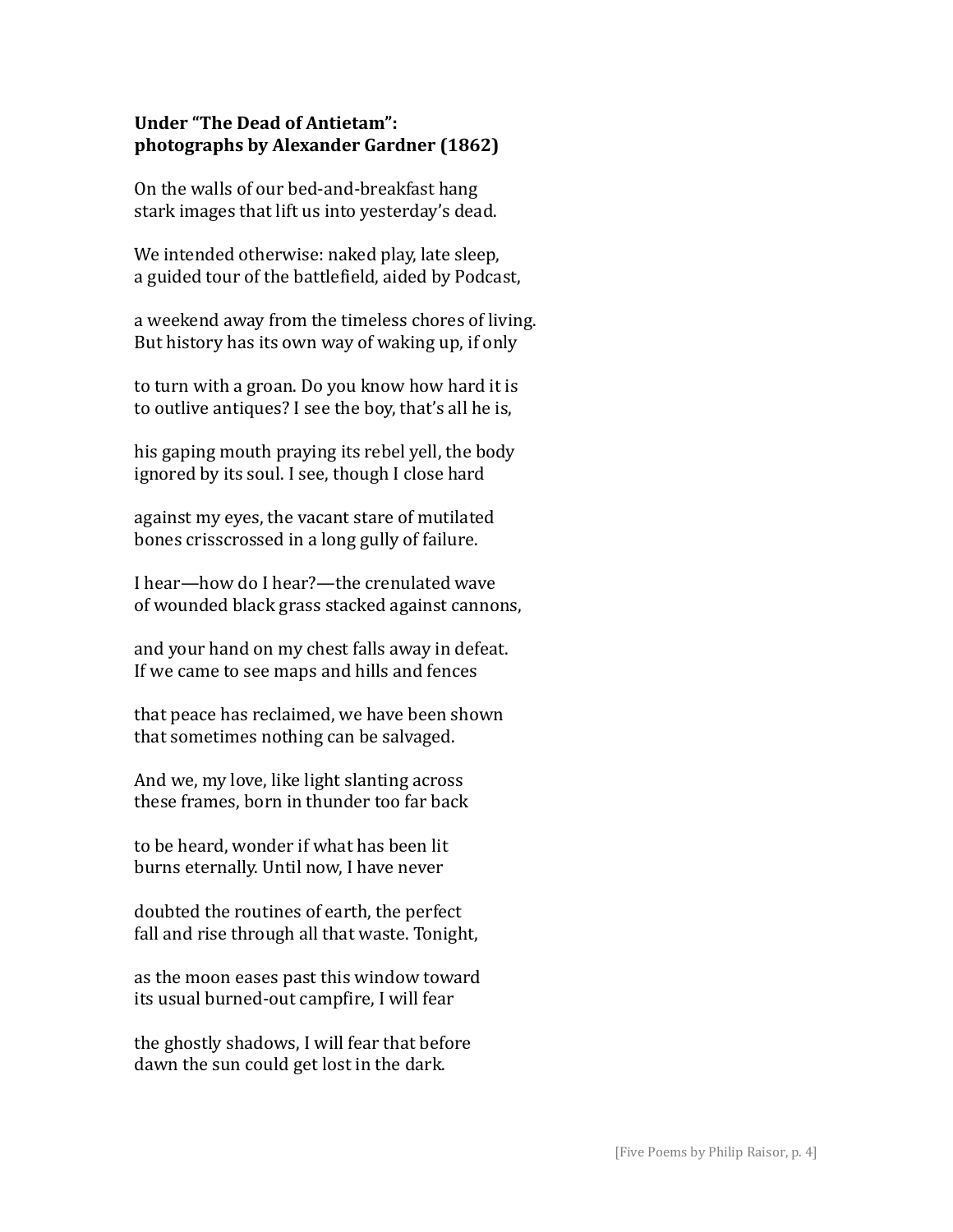**Under "The Dead of Antietam": photographs by Alexander Gardner (1862)**

On the walls of our bed-and-breakfast hang
stark images that lift us into yesterday's dead.

We intended otherwise: naked play, late sleep,
a guided tour of the battlefield, aided by Podcast,

a weekend away from the timeless chores of living.
But history has its own way of waking up, if only

to turn with a groan. Do you know how hard it is
to outlive antiques? I see the boy, that's all he is,

his gaping mouth praying its rebel yell, the body
ignored by its soul. I see, though I close hard

against my eyes, the vacant stare of mutilated
bones crisscrossed in a long gully of failure.

I hear—how do I hear?—the crenulated wave
of wounded black grass stacked against cannons,

and your hand on my chest falls away in defeat.
If we came to see maps and hills and fences

that peace has reclaimed, we have been shown
that sometimes nothing can be salvaged.

And we, my love, like light slanting across
these frames, born in thunder too far back

to be heard, wonder if what has been lit
burns eternally. Until now, I have never

doubted the routines of earth, the perfect
fall and rise through all that waste. Tonight,

as the moon eases past this window toward
its usual burned-out campfire, I will fear

the ghostly shadows, I will fear that before
dawn the sun could get lost in the dark.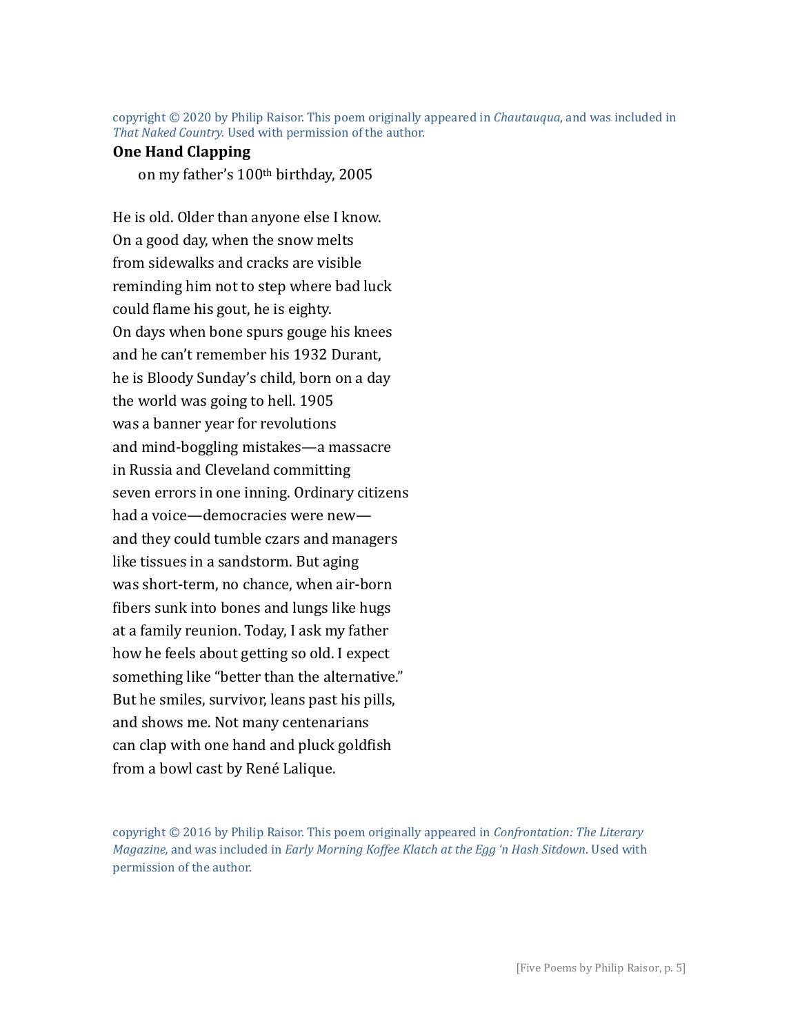copyright © 2020 by Philip Raisor. This poem originally appeared in *Chautauqua*, and was included in *That Naked Country.* Used with permission of the author.

**One Hand Clapping**

on my father's 100th birthday, 2005

He is old. Older than anyone else I know.
On a good day, when the snow melts
from sidewalks and cracks are visible
reminding him not to step where bad luck
could flame his gout, he is eighty.
On days when bone spurs gouge his knees
and he can't remember his 1932 Durant,
he is Bloody Sunday's child, born on a day
the world was going to hell. 1905
was a banner year for revolutions
and mind-boggling mistakes—a massacre
in Russia and Cleveland committing
seven errors in one inning. Ordinary citizens
had a voice—democracies were new—
and they could tumble czars and managers
like tissues in a sandstorm. But aging
was short-term, no chance, when air-born
fibers sunk into bones and lungs like hugs
at a family reunion. Today, I ask my father
how he feels about getting so old. I expect
something like "better than the alternative."
But he smiles, survivor, leans past his pills,
and shows me. Not many centenarians
can clap with one hand and pluck goldfish
from a bowl cast by René Lalique.

copyright © 2016 by Philip Raisor. This poem originally appeared in *Confrontation: The Literary Magazine,* and was included in *Early Morning Koffee Klatch at the Egg 'n Hash Sitdown*. Used with permission of the author.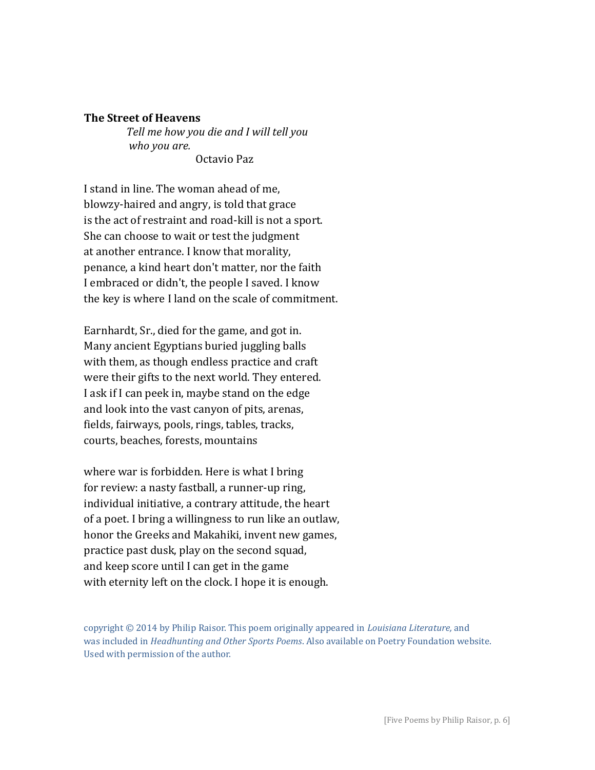**The Street of Heavens**

*Tell me how you die and I will tell you*
*who you are.*
Octavio Paz

I stand in line. The woman ahead of me,
blowzy-haired and angry, is told that grace
is the act of restraint and road-kill is not a sport.
She can choose to wait or test the judgment
at another entrance. I know that morality,
penance, a kind heart don't matter, nor the faith
I embraced or didn't, the people I saved. I know
the key is where I land on the scale of commitment.

Earnhardt, Sr., died for the game, and got in.
Many ancient Egyptians buried juggling balls
with them, as though endless practice and craft
were their gifts to the next world. They entered.
I ask if I can peek in, maybe stand on the edge
and look into the vast canyon of pits, arenas,
fields, fairways, pools, rings, tables, tracks,
courts, beaches, forests, mountains

where war is forbidden. Here is what I bring
for review: a nasty fastball, a runner-up ring,
individual initiative, a contrary attitude, the heart
of a poet. I bring a willingness to run like an outlaw,
honor the Greeks and Makahiki, invent new games,
practice past dusk, play on the second squad,
and keep score until I can get in the game
with eternity left on the clock. I hope it is enough.

copyright © 2014 by Philip Raisor. This poem originally appeared in *Louisiana Literature,* and was included in *Headhunting and Other Sports Poems*. Also available on Poetry Foundation website. Used with permission of the author.